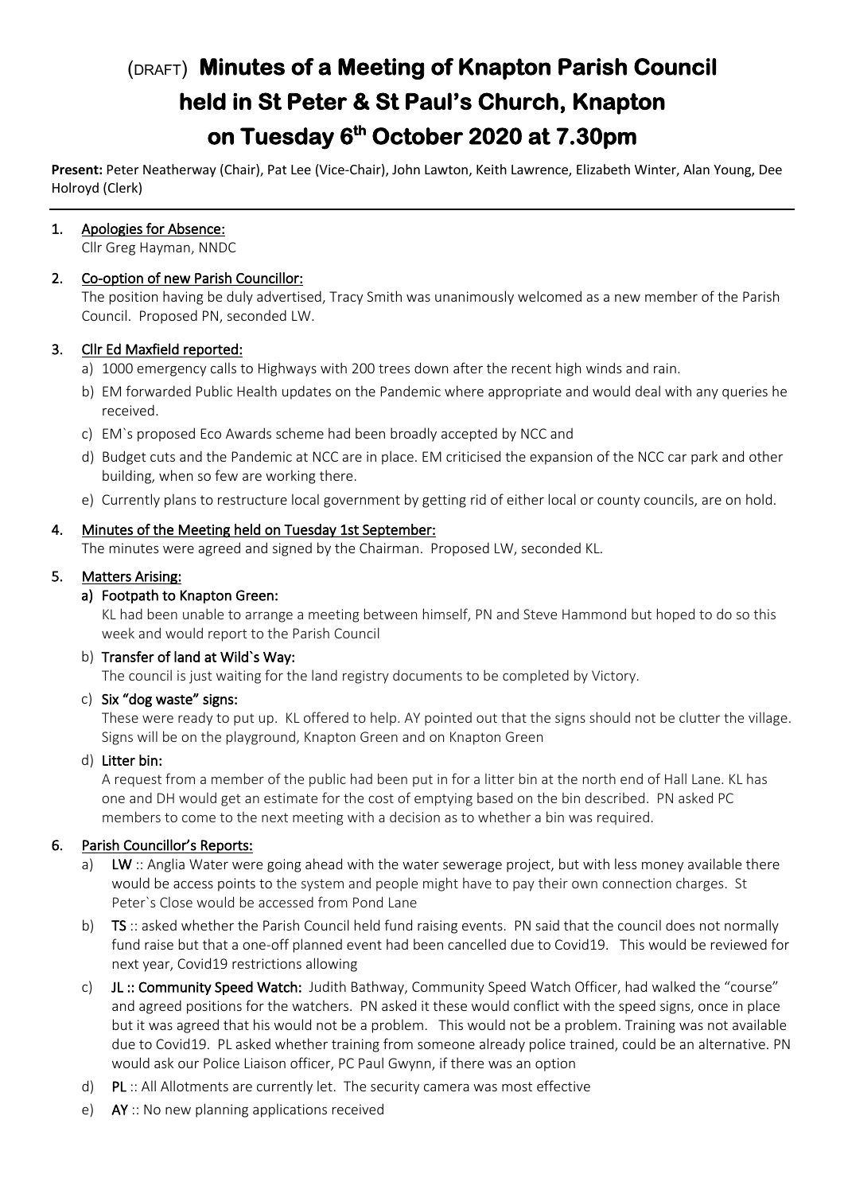# (DRAFT) **Minutes of a Meeting of Knapton Parish Council held in St Peter & St Paul's Church, Knapton on Tuesday 6th October 2020 at 7.30pm**

**Present:** Peter Neatherway (Chair), Pat Lee (Vice-Chair), John Lawton, Keith Lawrence, Elizabeth Winter, Alan Young, Dee Holroyd (Clerk)

---

1. **Apologies for Absence:**
   Cllr Greg Hayman, NNDC

2. **Co-option of new Parish Councillor:**
   The position having be duly advertised, Tracy Smith was unanimously welcomed as a new member of the Parish Council. Proposed PN, seconded LW.

3. **Cllr Ed Maxfield reported:**
   a) 1000 emergency calls to Highways with 200 trees down after the recent high winds and rain.
   b) EM forwarded Public Health updates on the Pandemic where appropriate and would deal with any queries he received.
   c) EM`s proposed Eco Awards scheme had been broadly accepted by NCC and
   d) Budget cuts and the Pandemic at NCC are in place. EM criticised the expansion of the NCC car park and other building, when so few are working there.
   e) Currently plans to restructure local government by getting rid of either local or county councils, are on hold.

4. **Minutes of the Meeting held on Tuesday 1st September:**
   The minutes were agreed and signed by the Chairman. Proposed LW, seconded KL.

5. **Matters Arising:**
   a) **Footpath to Knapton Green:**
   KL had been unable to arrange a meeting between himself, PN and Steve Hammond but hoped to do so this week and would report to the Parish Council
   b) **Transfer of land at Wild`s Way:**
   The council is just waiting for the land registry documents to be completed by Victory.
   c) **Six "dog waste" signs:**
   These were ready to put up. KL offered to help. AY pointed out that the signs should not be clutter the village. Signs will be on the playground, Knapton Green and on Knapton Green
   d) **Litter bin:**
   A request from a member of the public had been put in for a litter bin at the north end of Hall Lane. KL has one and DH would get an estimate for the cost of emptying based on the bin described. PN asked PC members to come to the next meeting with a decision as to whether a bin was required.

6. **Parish Councillor's Reports:**
   a) **LW** :: Anglia Water were going ahead with the water sewerage project, but with less money available there would be access points to the system and people might have to pay their own connection charges. St Peter`s Close would be accessed from Pond Lane
   b) **TS** :: asked whether the Parish Council held fund raising events. PN said that the council does not normally fund raise but that a one-off planned event had been cancelled due to Covid19. This would be reviewed for next year, Covid19 restrictions allowing
   c) **JL :: Community Speed Watch:** Judith Bathway, Community Speed Watch Officer, had walked the "course" and agreed positions for the watchers. PN asked it these would conflict with the speed signs, once in place but it was agreed that his would not be a problem. This would not be a problem. Training was not available due to Covid19. PL asked whether training from someone already police trained, could be an alternative. PN would ask our Police Liaison officer, PC Paul Gwynn, if there was an option
   d) **PL** :: All Allotments are currently let. The security camera was most effective
   e) **AY** :: No new planning applications received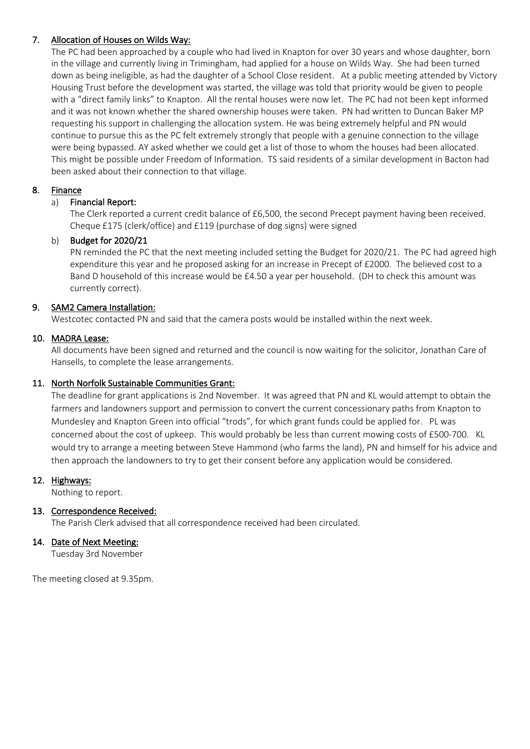### 7. Allocation of Houses on Wilds Way:

The PC had been approached by a couple who had lived in Knapton for over 30 years and whose daughter, born in the village and currently living in Trimingham, had applied for a house on Wilds Way. She had been turned down as being ineligible, as had the daughter of a School Close resident. At a public meeting attended by Victory Housing Trust before the development was started, the village was told that priority would be given to people with a "direct family links" to Knapton. All the rental houses were now let. The PC had not been kept informed and it was not known whether the shared ownership houses were taken. PN had written to Duncan Baker MP requesting his support in challenging the allocation system. He was being extremely helpful and PN would continue to pursue this as the PC felt extremely strongly that people with a genuine connection to the village were being bypassed. AY asked whether we could get a list of those to whom the houses had been allocated. This might be possible under Freedom of Information. TS said residents of a similar development in Bacton had been asked about their connection to that village.

### 8. Finance

**a) Financial Report:**

The Clerk reported a current credit balance of £6,500, the second Precept payment having been received. Cheque £175 (clerk/office) and £119 (purchase of dog signs) were signed

**b) Budget for 2020/21**

PN reminded the PC that the next meeting included setting the Budget for 2020/21. The PC had agreed high expenditure this year and he proposed asking for an increase in Precept of £2000. The believed cost to a Band D household of this increase would be £4.50 a year per household. (DH to check this amount was currently correct).

### 9. SAM2 Camera Installation:

Westcotec contacted PN and said that the camera posts would be installed within the next week.

### 10. MADRA Lease:

All documents have been signed and returned and the council is now waiting for the solicitor, Jonathan Care of Hansells, to complete the lease arrangements.

### 11. North Norfolk Sustainable Communities Grant:

The deadline for grant applications is 2nd November. It was agreed that PN and KL would attempt to obtain the farmers and landowners support and permission to convert the current concessionary paths from Knapton to Mundesley and Knapton Green into official "trods", for which grant funds could be applied for. PL was concerned about the cost of upkeep. This would probably be less than current mowing costs of £500-700. KL would try to arrange a meeting between Steve Hammond (who farms the land), PN and himself for his advice and then approach the landowners to try to get their consent before any application would be considered.

### 12. Highways:

Nothing to report.

### 13. Correspondence Received:

The Parish Clerk advised that all correspondence received had been circulated.

### 14. Date of Next Meeting:

Tuesday 3rd November

The meeting closed at 9.35pm.